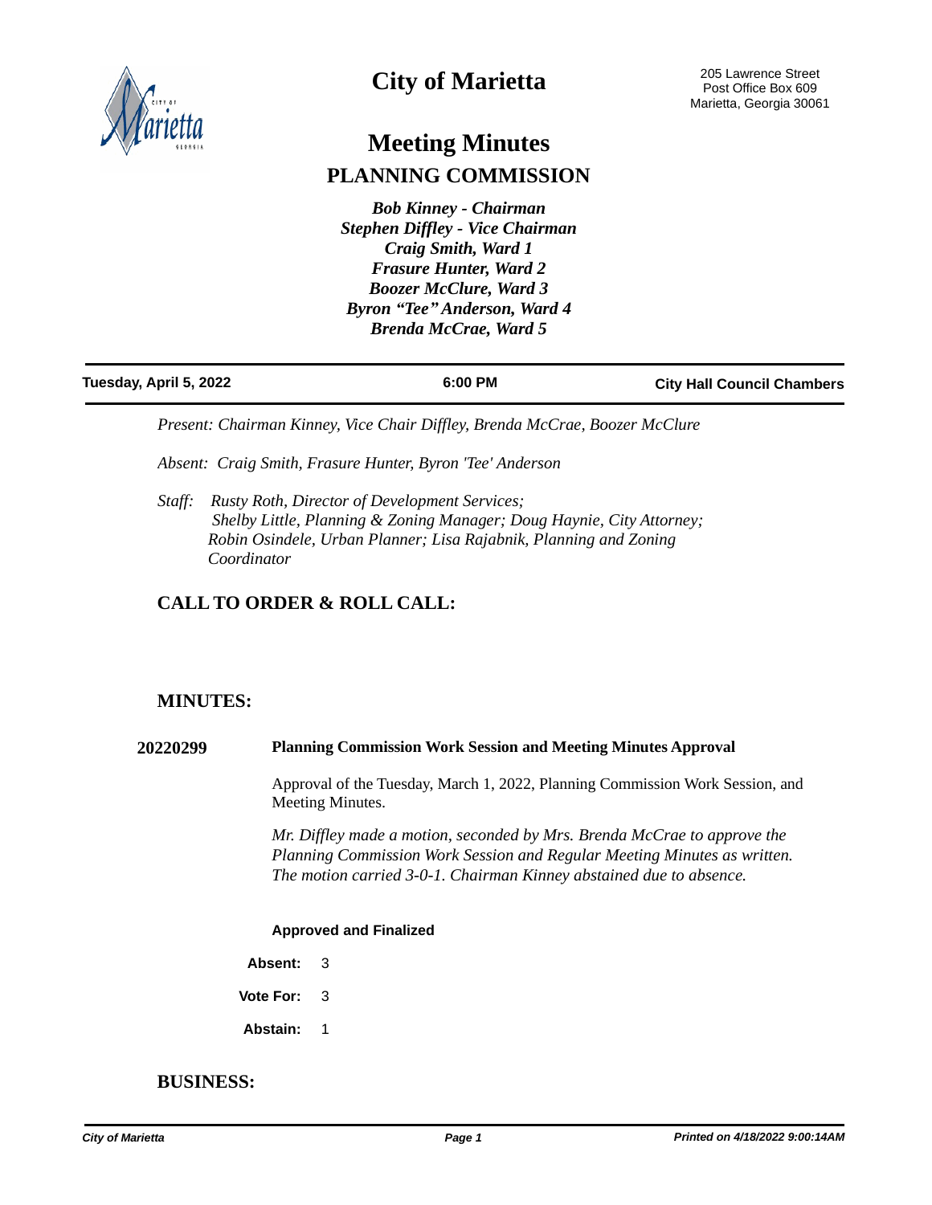# City of Marietta

205 Lawrence Street
Post Office Box 609
Marietta, Georgia 30061

# Meeting Minutes

## PLANNING COMMISSION

*Bob Kinney - Chairman*
*Stephen Diffley - Vice Chairman*
*Craig Smith, Ward 1*
*Frasure Hunter, Ward 2*
*Boozer McClure, Ward 3*
*Byron "Tee" Anderson, Ward 4*
*Brenda McCrae, Ward 5*

**Tuesday, April 5, 2022** | **6:00 PM** | **City Hall Council Chambers**

*Present: Chairman Kinney, Vice Chair Diffley, Brenda McCrae, Boozer McClure*

*Absent: Craig Smith, Frasure Hunter, Byron 'Tee' Anderson*

*Staff: Rusty Roth, Director of Development Services; Shelby Little, Planning & Zoning Manager; Doug Haynie, City Attorney; Robin Osindele, Urban Planner; Lisa Rajabnik, Planning and Zoning Coordinator*

## CALL TO ORDER & ROLL CALL:

## MINUTES:

**20220299** **Planning Commission Work Session and Meeting Minutes Approval**

Approval of the Tuesday, March 1, 2022, Planning Commission Work Session, and Meeting Minutes.

*Mr. Diffley made a motion, seconded by Mrs. Brenda McCrae to approve the Planning Commission Work Session and Regular Meeting Minutes as written. The motion carried 3-0-1. Chairman Kinney abstained due to absence.*

**Approved and Finalized**

**Absent:** 3

**Vote For:** 3

**Abstain:** 1

## BUSINESS: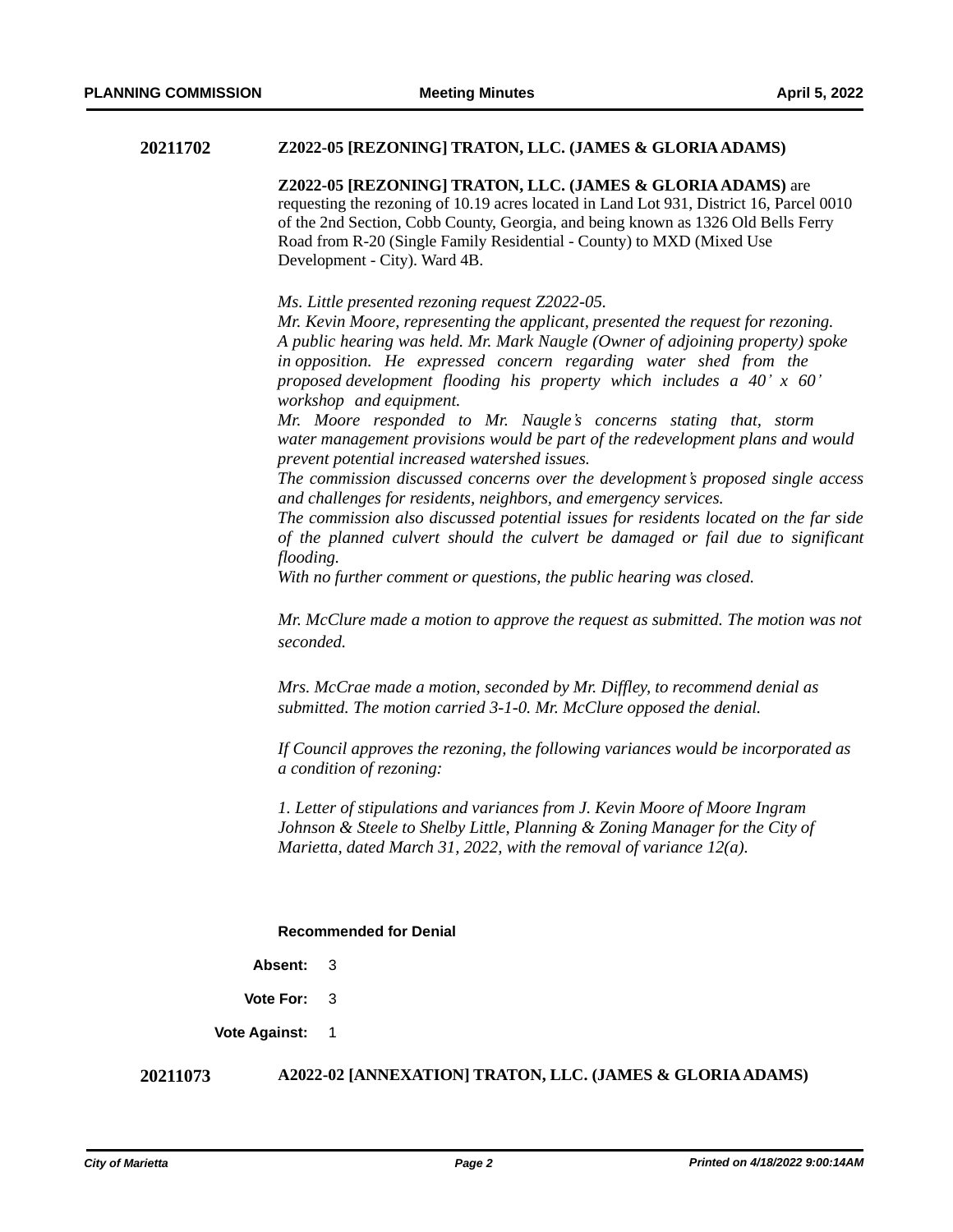**20211702** **Z2022-05 [REZONING] TRATON, LLC. (JAMES & GLORIA ADAMS)**

**Z2022-05 [REZONING] TRATON, LLC. (JAMES & GLORIA ADAMS)** are requesting the rezoning of 10.19 acres located in Land Lot 931, District 16, Parcel 0010 of the 2nd Section, Cobb County, Georgia, and being known as 1326 Old Bells Ferry Road from R-20 (Single Family Residential - County) to MXD (Mixed Use Development - City). Ward 4B.

*Ms. Little presented rezoning request Z2022-05.*
*Mr. Kevin Moore, representing the applicant, presented the request for rezoning.*
*A public hearing was held. Mr. Mark Naugle (Owner of adjoining property) spoke in opposition. He expressed concern regarding water shed from the proposed development flooding his property which includes a 40' x 60' workshop and equipment.*
*Mr. Moore responded to Mr. Naugle's concerns stating that, storm water management provisions would be part of the redevelopment plans and would prevent potential increased watershed issues.*
*The commission discussed concerns over the development's proposed single access and challenges for residents, neighbors, and emergency services.*
*The commission also discussed potential issues for residents located on the far side of the planned culvert should the culvert be damaged or fail due to significant flooding.*
*With no further comment or questions, the public hearing was closed.*

*Mr. McClure made a motion to approve the request as submitted. The motion was not seconded.*

*Mrs. McCrae made a motion, seconded by Mr. Diffley, to recommend denial as submitted. The motion carried 3-1-0. Mr. McClure opposed the denial.*

*If Council approves the rezoning, the following variances would be incorporated as a condition of rezoning:*

*1. Letter of stipulations and variances from J. Kevin Moore of Moore Ingram Johnson & Steele to Shelby Little, Planning & Zoning Manager for the City of Marietta, dated March 31, 2022, with the removal of variance 12(a).*

**Recommended for Denial**

**Absent:** 3

**Vote For:** 3

**Vote Against:** 1

**20211073** **A2022-02 [ANNEXATION] TRATON, LLC. (JAMES & GLORIA ADAMS)**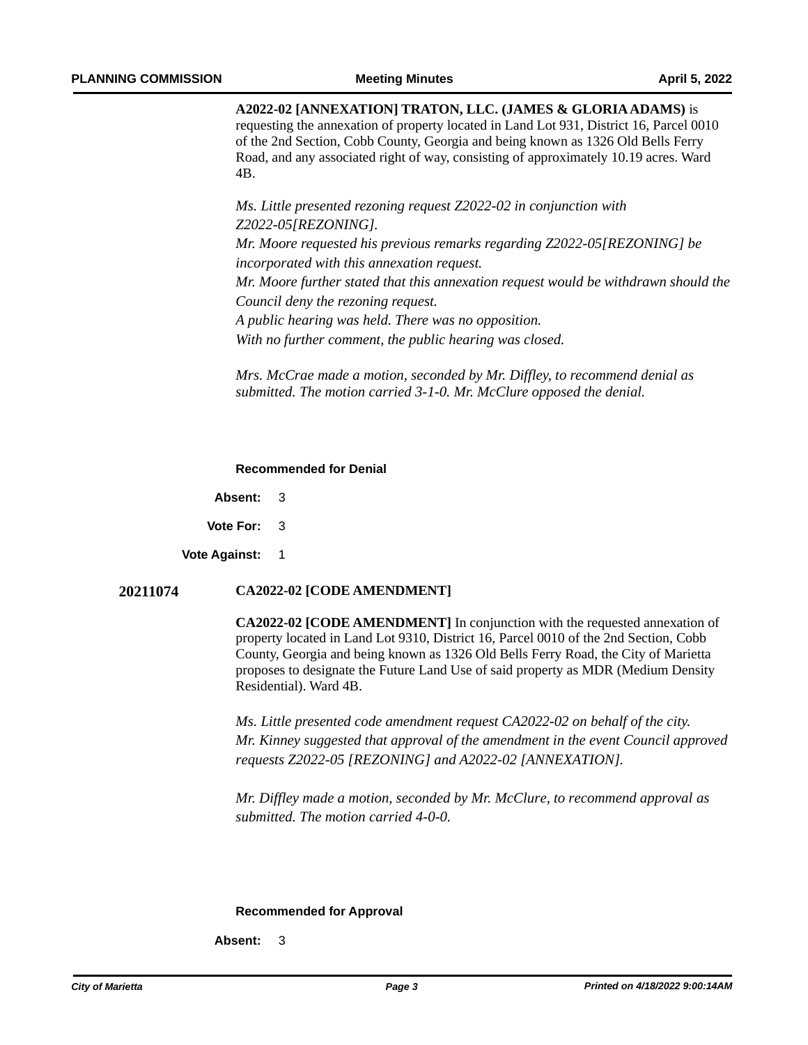**A2022-02 [ANNEXATION] TRATON, LLC. (JAMES & GLORIA ADAMS)** is requesting the annexation of property located in Land Lot 931, District 16, Parcel 0010 of the 2nd Section, Cobb County, Georgia and being known as 1326 Old Bells Ferry Road, and any associated right of way, consisting of approximately 10.19 acres. Ward 4B.

*Ms. Little presented rezoning request Z2022-02 in conjunction with Z2022-05[REZONING].*
*Mr. Moore requested his previous remarks regarding Z2022-05[REZONING] be incorporated with this annexation request.*
*Mr. Moore further stated that this annexation request would be withdrawn should the Council deny the rezoning request.*
*A public hearing was held. There was no opposition.*
*With no further comment, the public hearing was closed.*

*Mrs. McCrae made a motion, seconded by Mr. Diffley, to recommend denial as submitted. The motion carried 3-1-0. Mr. McClure opposed the denial.*

**Recommended for Denial**

**Absent:** 3

**Vote For:** 3

**Vote Against:** 1

## 20211074 CA2022-02 [CODE AMENDMENT]

**CA2022-02 [CODE AMENDMENT]** In conjunction with the requested annexation of property located in Land Lot 9310, District 16, Parcel 0010 of the 2nd Section, Cobb County, Georgia and being known as 1326 Old Bells Ferry Road, the City of Marietta proposes to designate the Future Land Use of said property as MDR (Medium Density Residential). Ward 4B.

*Ms. Little presented code amendment request CA2022-02 on behalf of the city.*
*Mr. Kinney suggested that approval of the amendment in the event Council approved requests Z2022-05 [REZONING] and A2022-02 [ANNEXATION].*

*Mr. Diffley made a motion, seconded by Mr. McClure, to recommend approval as submitted. The motion carried 4-0-0.*

**Recommended for Approval**

**Absent:** 3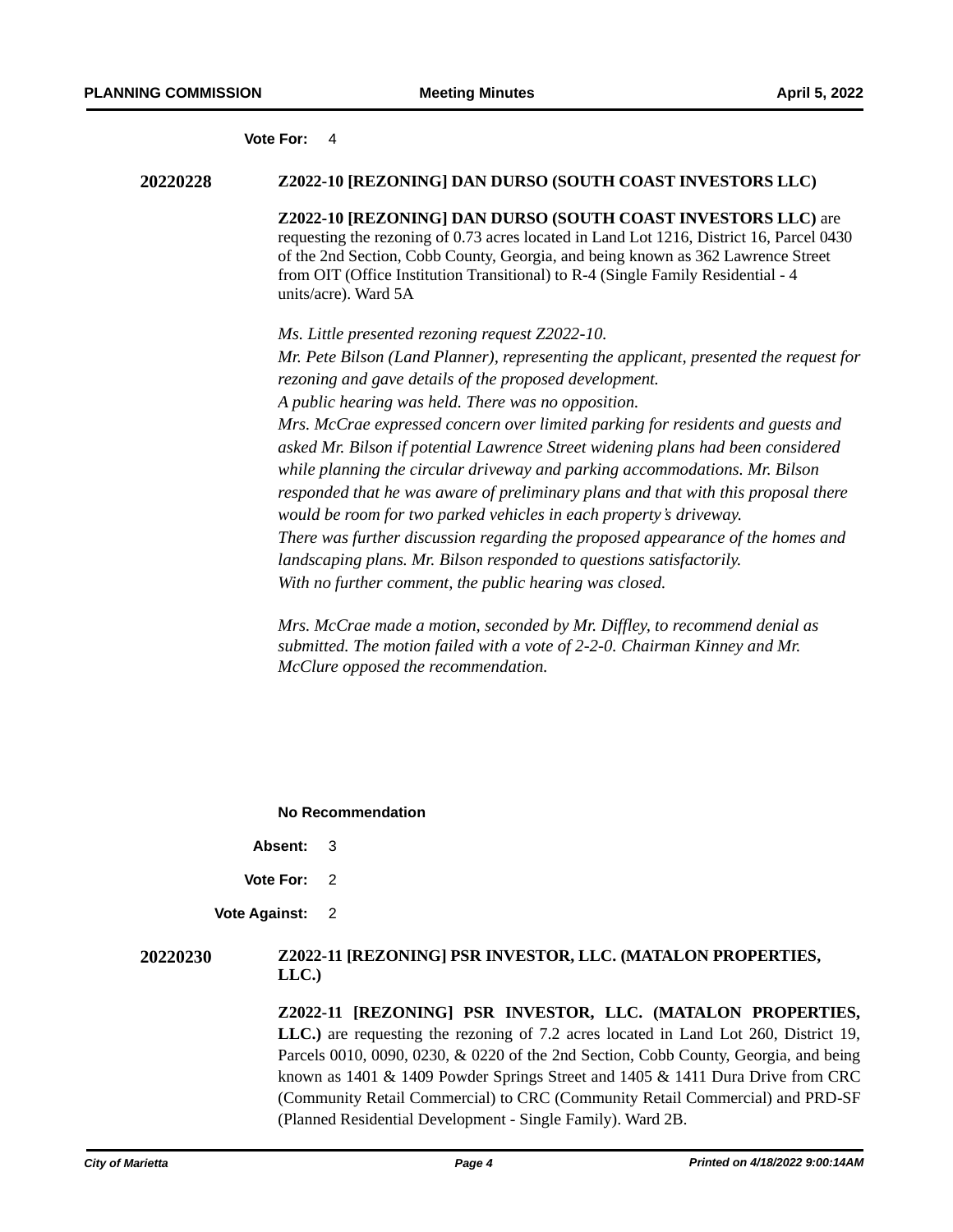**Vote For:** 4

**20220228** **Z2022-10 [REZONING] DAN DURSO (SOUTH COAST INVESTORS LLC)**

**Z2022-10 [REZONING] DAN DURSO (SOUTH COAST INVESTORS LLC)** are requesting the rezoning of 0.73 acres located in Land Lot 1216, District 16, Parcel 0430 of the 2nd Section, Cobb County, Georgia, and being known as 362 Lawrence Street from OIT (Office Institution Transitional) to R-4 (Single Family Residential - 4 units/acre). Ward 5A

*Ms. Little presented rezoning request Z2022-10.*
*Mr. Pete Bilson (Land Planner), representing the applicant, presented the request for rezoning and gave details of the proposed development.*
*A public hearing was held. There was no opposition.*
*Mrs. McCrae expressed concern over limited parking for residents and guests and asked Mr. Bilson if potential Lawrence Street widening plans had been considered while planning the circular driveway and parking accommodations. Mr. Bilson responded that he was aware of preliminary plans and that with this proposal there would be room for two parked vehicles in each property's driveway.*
*There was further discussion regarding the proposed appearance of the homes and landscaping plans. Mr. Bilson responded to questions satisfactorily.*
*With no further comment, the public hearing was closed.*

*Mrs. McCrae made a motion, seconded by Mr. Diffley, to recommend denial as submitted. The motion failed with a vote of 2-2-0. Chairman Kinney and Mr. McClure opposed the recommendation.*

**No Recommendation**

**Absent:** 3

**Vote For:** 2

**Vote Against:** 2

**20220230** **Z2022-11 [REZONING] PSR INVESTOR, LLC. (MATALON PROPERTIES, LLC.)**

**Z2022-11 [REZONING] PSR INVESTOR, LLC. (MATALON PROPERTIES, LLC.)** are requesting the rezoning of 7.2 acres located in Land Lot 260, District 19, Parcels 0010, 0090, 0230, & 0220 of the 2nd Section, Cobb County, Georgia, and being known as 1401 & 1409 Powder Springs Street and 1405 & 1411 Dura Drive from CRC (Community Retail Commercial) to CRC (Community Retail Commercial) and PRD-SF (Planned Residential Development - Single Family). Ward 2B.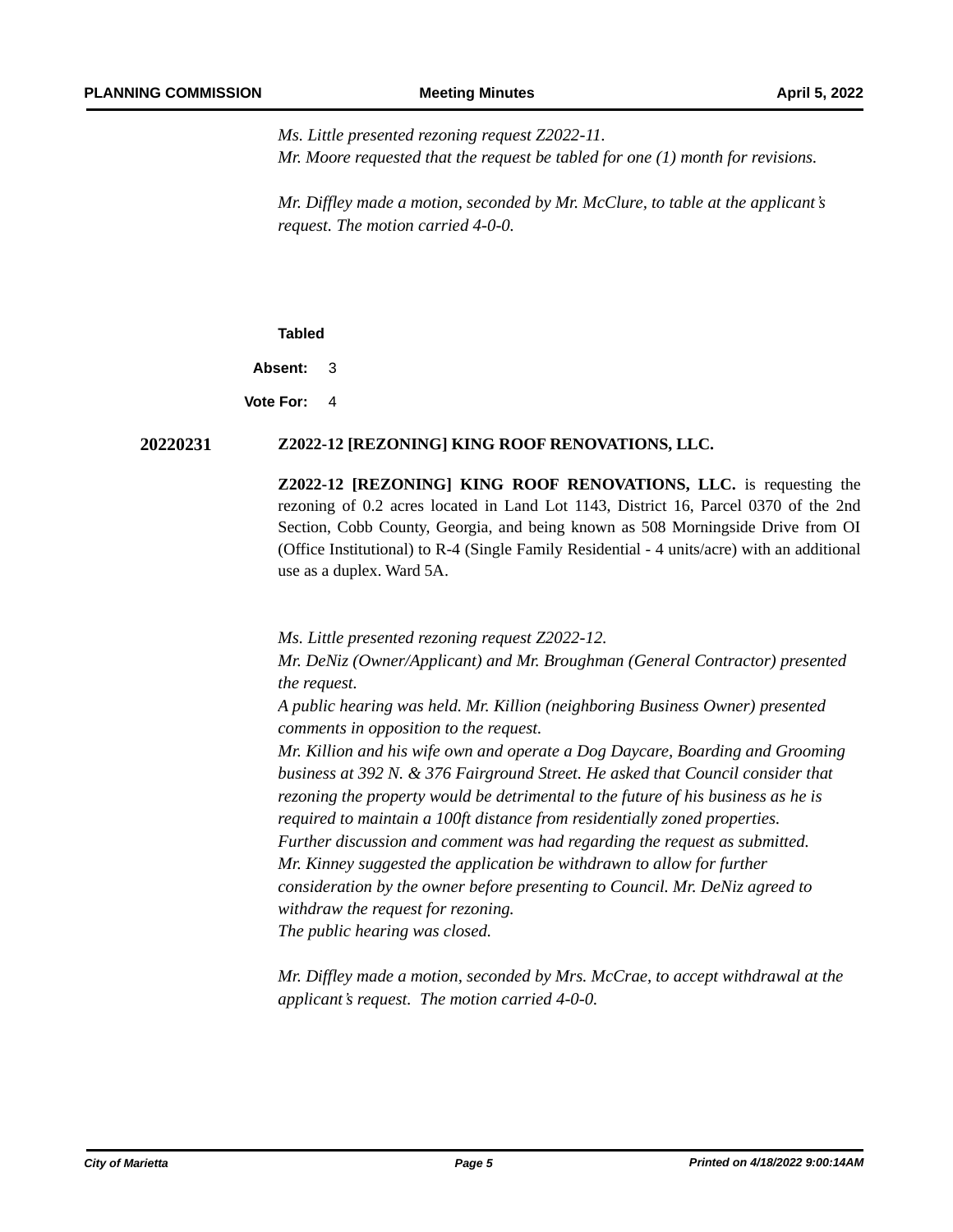*Ms. Little presented rezoning request Z2022-11.*
*Mr. Moore requested that the request be tabled for one (1) month for revisions.*

*Mr. Diffley made a motion, seconded by Mr. McClure, to table at the applicant's request. The motion carried 4-0-0.*

**Tabled**

**Absent:** 3

**Vote For:** 4

**20220231** **Z2022-12 [REZONING] KING ROOF RENOVATIONS, LLC.**

**Z2022-12 [REZONING] KING ROOF RENOVATIONS, LLC.** is requesting the rezoning of 0.2 acres located in Land Lot 1143, District 16, Parcel 0370 of the 2nd Section, Cobb County, Georgia, and being known as 508 Morningside Drive from OI (Office Institutional) to R-4 (Single Family Residential - 4 units/acre) with an additional use as a duplex. Ward 5A.

*Ms. Little presented rezoning request Z2022-12.*
*Mr. DeNiz (Owner/Applicant) and Mr. Broughman (General Contractor) presented the request.*
*A public hearing was held. Mr. Killion (neighboring Business Owner) presented comments in opposition to the request.*
*Mr. Killion and his wife own and operate a Dog Daycare, Boarding and Grooming business at 392 N. & 376 Fairground Street. He asked that Council consider that rezoning the property would be detrimental to the future of his business as he is required to maintain a 100ft distance from residentially zoned properties.*
*Further discussion and comment was had regarding the request as submitted.*
*Mr. Kinney suggested the application be withdrawn to allow for further consideration by the owner before presenting to Council. Mr. DeNiz agreed to withdraw the request for rezoning.*
*The public hearing was closed.*

*Mr. Diffley made a motion, seconded by Mrs. McCrae, to accept withdrawal at the applicant's request. The motion carried 4-0-0.*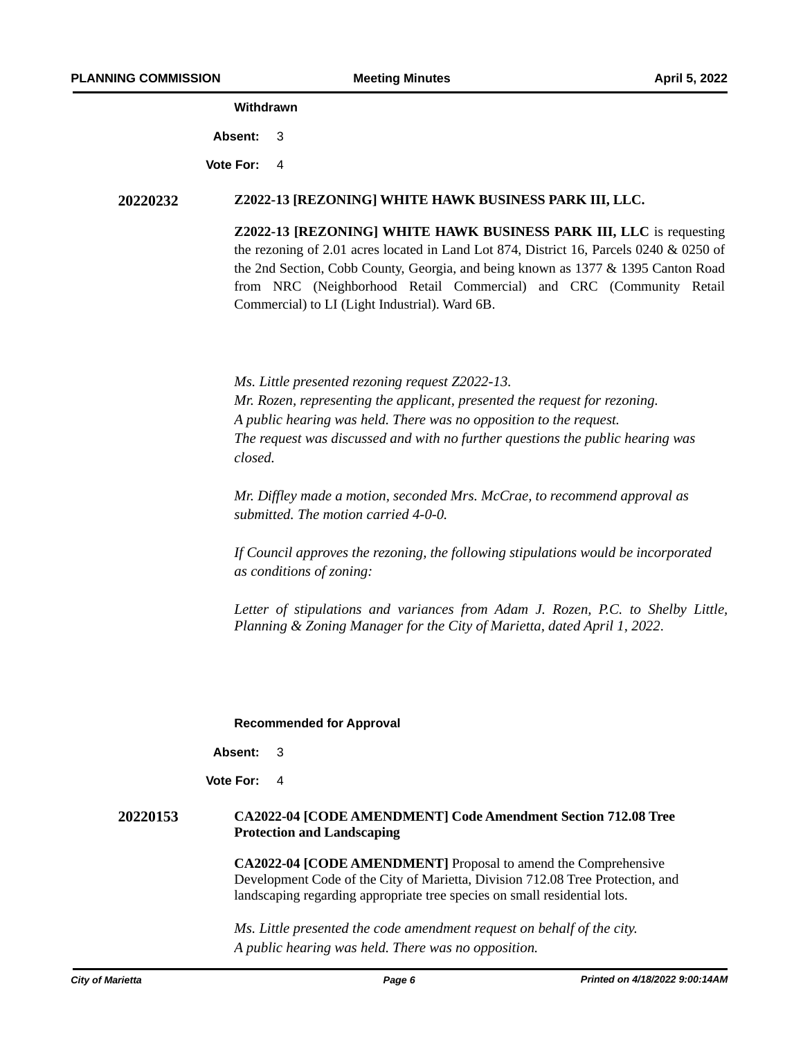**Withdrawn**

**Absent:** 3

**Vote For:** 4

**20220232** **Z2022-13 [REZONING] WHITE HAWK BUSINESS PARK III, LLC.**

**Z2022-13 [REZONING] WHITE HAWK BUSINESS PARK III, LLC** is requesting the rezoning of 2.01 acres located in Land Lot 874, District 16, Parcels 0240 & 0250 of the 2nd Section, Cobb County, Georgia, and being known as 1377 & 1395 Canton Road from NRC (Neighborhood Retail Commercial) and CRC (Community Retail Commercial) to LI (Light Industrial). Ward 6B.

*Ms. Little presented rezoning request Z2022-13.*
*Mr. Rozen, representing the applicant, presented the request for rezoning.*
*A public hearing was held. There was no opposition to the request.*
*The request was discussed and with no further questions the public hearing was closed.*

*Mr. Diffley made a motion, seconded Mrs. McCrae, to recommend approval as submitted. The motion carried 4-0-0.*

*If Council approves the rezoning, the following stipulations would be incorporated as conditions of zoning:*

*Letter of stipulations and variances from Adam J. Rozen, P.C. to Shelby Little, Planning & Zoning Manager for the City of Marietta, dated April 1, 2022.*

**Recommended for Approval**

**Absent:** 3

**Vote For:** 4

**20220153** **CA2022-04 [CODE AMENDMENT] Code Amendment Section 712.08 Tree Protection and Landscaping**

**CA2022-04 [CODE AMENDMENT]** Proposal to amend the Comprehensive Development Code of the City of Marietta, Division 712.08 Tree Protection, and landscaping regarding appropriate tree species on small residential lots.

*Ms. Little presented the code amendment request on behalf of the city.*
*A public hearing was held. There was no opposition.*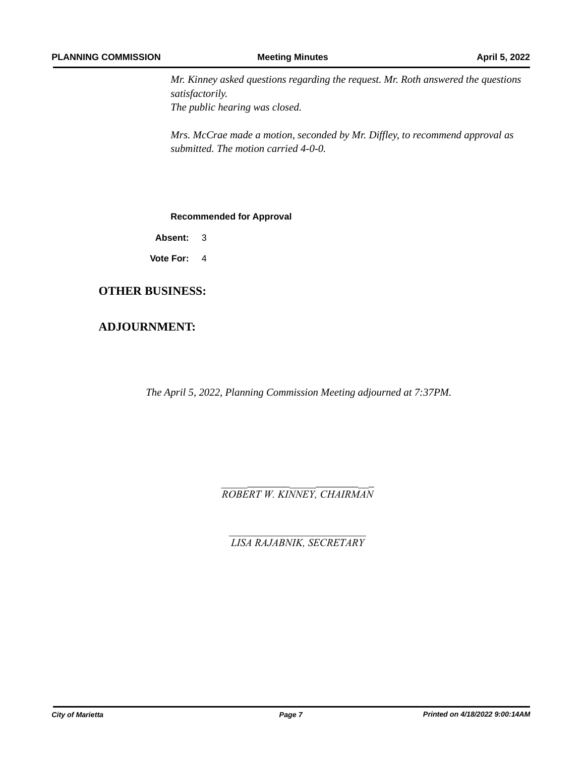*Mr. Kinney asked questions regarding the request. Mr. Roth answered the questions satisfactorily.*
*The public hearing was closed.*

*Mrs. McCrae made a motion, seconded by Mr. Diffley, to recommend approval as submitted. The motion carried 4-0-0.*

**Recommended for Approval**

**Absent:** 3

**Vote For:** 4

## OTHER BUSINESS:

## ADJOURNMENT:

*The April 5, 2022, Planning Commission Meeting adjourned at 7:37PM.*

\_\_\_\_\_\_\_\_\_\_\_\_\_\_\_\_\_\_\_\_\_\_\_\_\_\_\_\_\_\_
*ROBERT W. KINNEY, CHAIRMAN*

\_\_\_\_\_\_\_\_\_\_\_\_\_\_\_\_\_\_\_\_\_\_\_\_\_\_\_\_\_\_
*LISA RAJABNIK, SECRETARY*